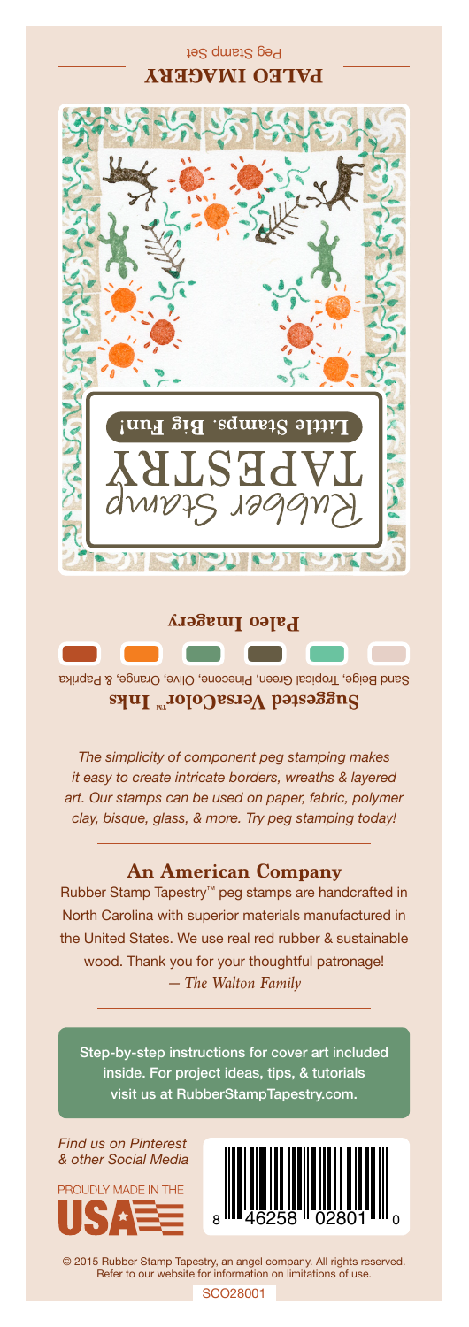## PALEO IMAGERY

Peg Stamp Set

Rubber Stamp TAPESTRY

Little Stamps. Big Fun!

**Paleo Imagery**

**Suggested VersaColor™ Inks**

Sand Beige, Tropical Green, Pinecone, Olive, Orange, & Paprika

*The simplicity of component peg stamping makes it easy to create intricate borders, wreaths & layered art. Our stamps can be used on paper, fabric, polymer clay, bisque, glass, & more. Try peg stamping today!*

### An American Company

Rubber Stamp Tapestry™ peg stamps are handcrafted in North Carolina with superior materials manufactured in the United States. We use real red rubber & sustainable wood. Thank you for your thoughtful patronage!
*— The Walton Family*

Step-by-step instructions for cover art included inside. For project ideas, tips, & tutorials visit us at RubberStampTapestry.com.

*Find us on Pinterest & other Social Media*

PROUDLY MADE IN THE USA

8 46258 02801 0

© 2015 Rubber Stamp Tapestry, an angel company. All rights reserved. Refer to our website for information on limitations of use.

SCO28001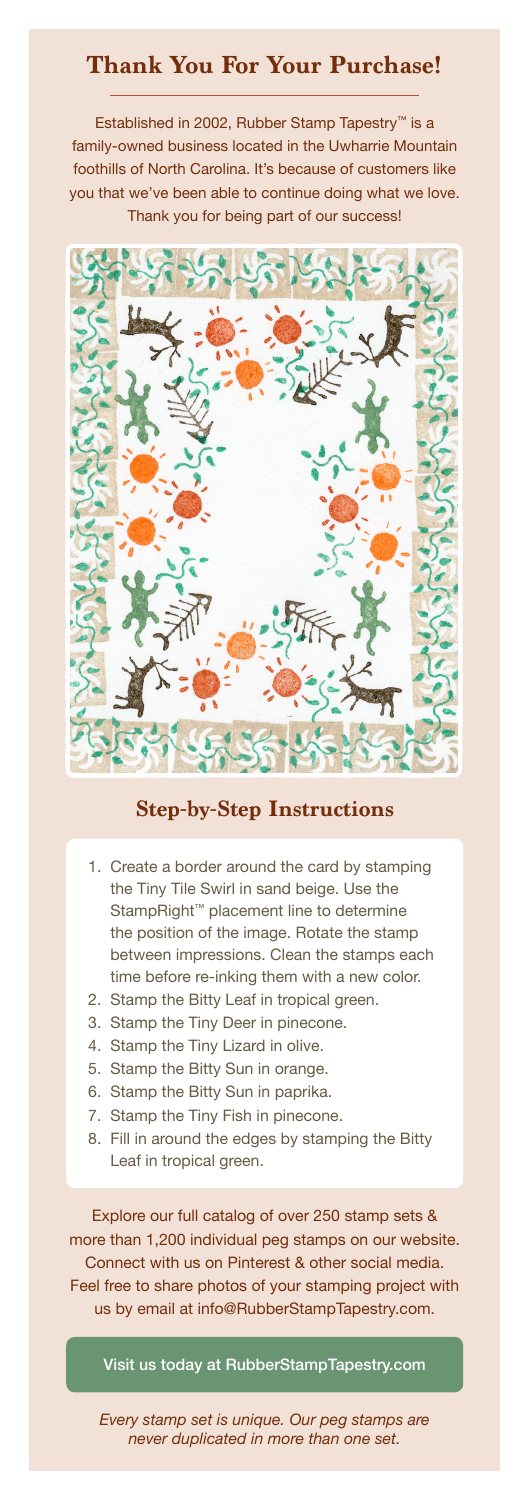## Thank You For Your Purchase!

Established in 2002, Rubber Stamp Tapestry™ is a family-owned business located in the Uwharrie Mountain foothills of North Carolina. It's because of customers like you that we've been able to continue doing what we love. Thank you for being part of our success!

## Step-by-Step Instructions

1. Create a border around the card by stamping the Tiny Tile Swirl in sand beige. Use the StampRight™ placement line to determine the position of the image. Rotate the stamp between impressions. Clean the stamps each time before re-inking them with a new color.
2. Stamp the Bitty Leaf in tropical green.
3. Stamp the Tiny Deer in pinecone.
4. Stamp the Tiny Lizard in olive.
5. Stamp the Bitty Sun in orange.
6. Stamp the Bitty Sun in paprika.
7. Stamp the Tiny Fish in pinecone.
8. Fill in around the edges by stamping the Bitty Leaf in tropical green.

Explore our full catalog of over 250 stamp sets & more than 1,200 individual peg stamps on our website. Connect with us on Pinterest & other social media. Feel free to share photos of your stamping project with us by email at info@RubberStampTapestry.com.

Visit us today at RubberStampTapestry.com

*Every stamp set is unique. Our peg stamps are never duplicated in more than one set.*